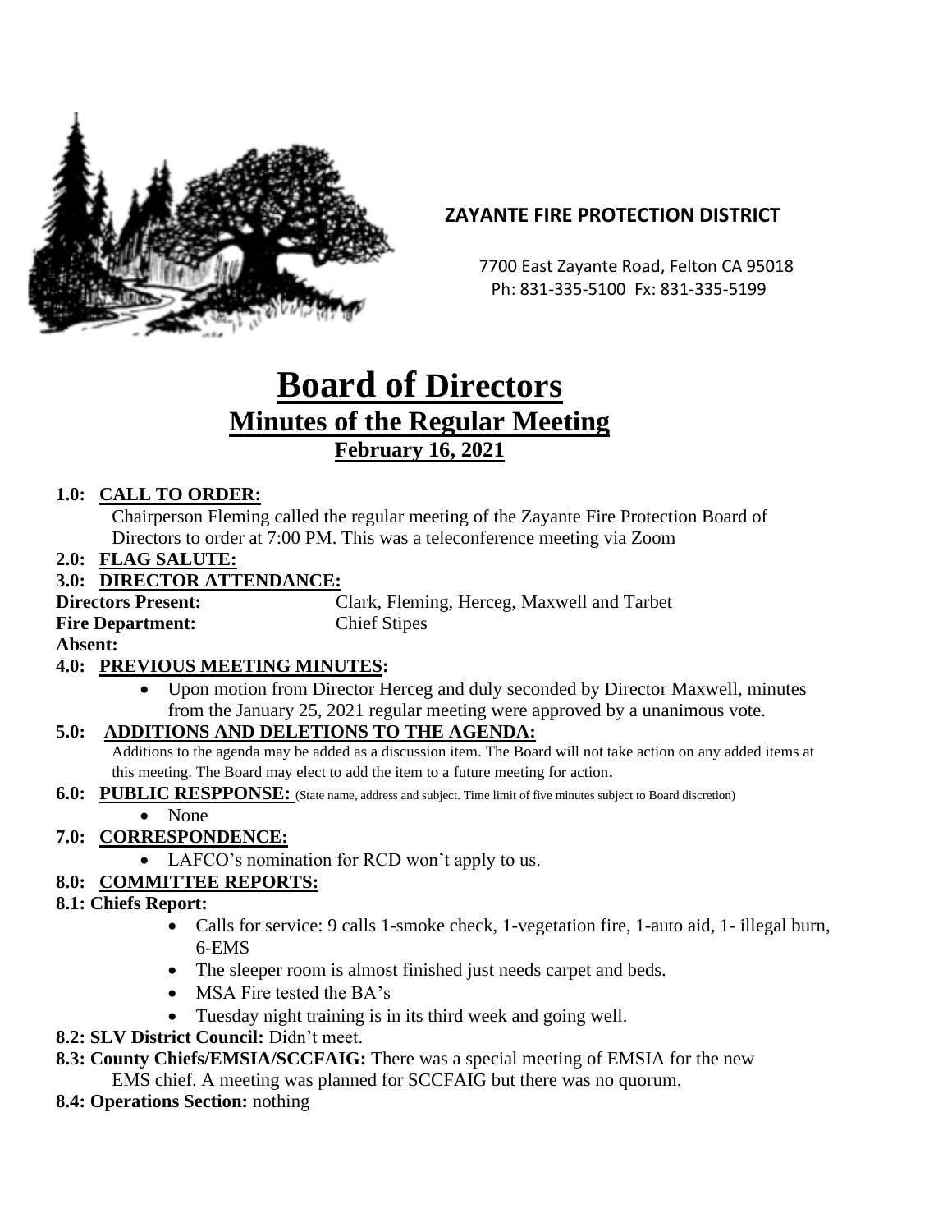**ZAYANTE FIRE PROTECTION DISTRICT**

7700 East Zayante Road, Felton CA 95018
Ph: 831-335-5100 Fx: 831-335-5199

# Board of Directors

## Minutes of the Regular Meeting

### February 16, 2021

**1.0: CALL TO ORDER:**

Chairperson Fleming called the regular meeting of the Zayante Fire Protection Board of Directors to order at 7:00 PM. This was a teleconference meeting via Zoom

**2.0: FLAG SALUTE:**

**3.0: DIRECTOR ATTENDANCE:**

**Directors Present:** Clark, Fleming, Herceg, Maxwell and Tarbet

**Fire Department:** Chief Stipes

**Absent:**

**4.0: PREVIOUS MEETING MINUTES:**

- Upon motion from Director Herceg and duly seconded by Director Maxwell, minutes from the January 25, 2021 regular meeting were approved by a unanimous vote.

**5.0: ADDITIONS AND DELETIONS TO THE AGENDA:**

Additions to the agenda may be added as a discussion item. The Board will not take action on any added items at this meeting. The Board may elect to add the item to a future meeting for action.

**6.0: PUBLIC RESPPONSE:** (State name, address and subject. Time limit of five minutes subject to Board discretion)

- None

**7.0: CORRESPONDENCE:**

- LAFCO's nomination for RCD won't apply to us.

**8.0: COMMITTEE REPORTS:**

**8.1: Chiefs Report:**

- Calls for service: 9 calls 1-smoke check, 1-vegetation fire, 1-auto aid, 1- illegal burn, 6-EMS
- The sleeper room is almost finished just needs carpet and beds.
- MSA Fire tested the BA's
- Tuesday night training is in its third week and going well.

**8.2: SLV District Council:** Didn't meet.

**8.3: County Chiefs/EMSIA/SCCFAIG:** There was a special meeting of EMSIA for the new EMS chief. A meeting was planned for SCCFAIG but there was no quorum.

**8.4: Operations Section:** nothing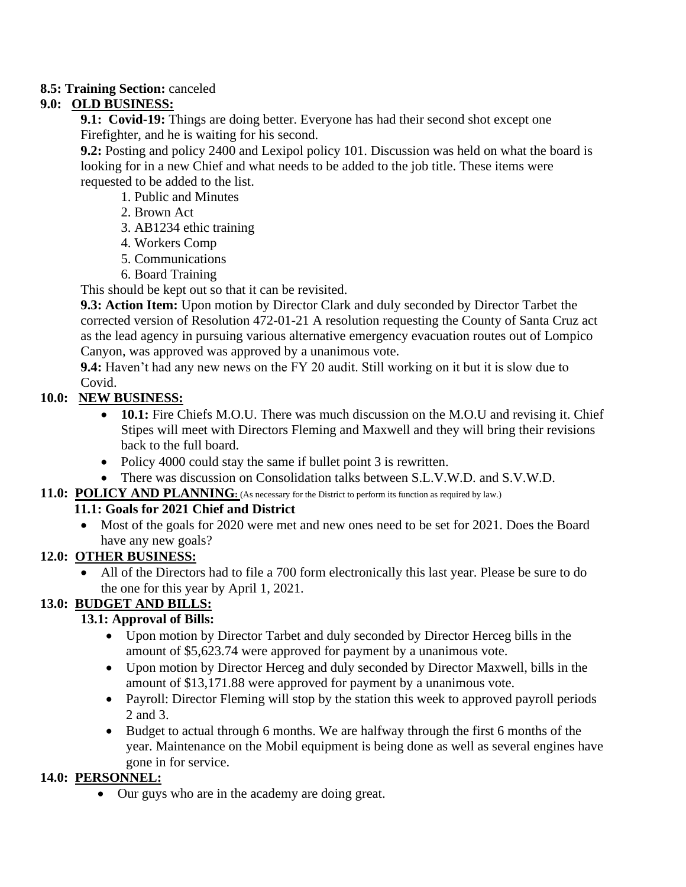**8.5: Training Section:** canceled

**9.0: <u>OLD BUSINESS:</u>**

**9.1: Covid-19:** Things are doing better. Everyone has had their second shot except one Firefighter, and he is waiting for his second.

**9.2:** Posting and policy 2400 and Lexipol policy 101. Discussion was held on what the board is looking for in a new Chief and what needs to be added to the job title. These items were requested to be added to the list.

1. Public and Minutes
2. Brown Act
3. AB1234 ethic training
4. Workers Comp
5. Communications
6. Board Training

This should be kept out so that it can be revisited.

**9.3: Action Item:** Upon motion by Director Clark and duly seconded by Director Tarbet the corrected version of Resolution 472-01-21 A resolution requesting the County of Santa Cruz act as the lead agency in pursuing various alternative emergency evacuation routes out of Lompico Canyon, was approved was approved by a unanimous vote.

**9.4:** Haven't had any new news on the FY 20 audit. Still working on it but it is slow due to Covid.

**10.0: <u>NEW BUSINESS:</u>**

- **10.1:** Fire Chiefs M.O.U. There was much discussion on the M.O.U and revising it. Chief Stipes will meet with Directors Fleming and Maxwell and they will bring their revisions back to the full board.
- Policy 4000 could stay the same if bullet point 3 is rewritten.
- There was discussion on Consolidation talks between S.L.V.W.D. and S.V.W.D.

**11.0: <u>POLICY AND PLANNING</u>:** (As necessary for the District to perform its function as required by law.)

**11.1: Goals for 2021 Chief and District**

- Most of the goals for 2020 were met and new ones need to be set for 2021. Does the Board have any new goals?

**12.0: <u>OTHER BUSINESS:</u>**

- All of the Directors had to file a 700 form electronically this last year. Please be sure to do the one for this year by April 1, 2021.

**13.0: <u>BUDGET AND BILLS:</u>**

**13.1: Approval of Bills:**

- Upon motion by Director Tarbet and duly seconded by Director Herceg bills in the amount of $5,623.74 were approved for payment by a unanimous vote.
- Upon motion by Director Herceg and duly seconded by Director Maxwell, bills in the amount of $13,171.88 were approved for payment by a unanimous vote.
- Payroll: Director Fleming will stop by the station this week to approved payroll periods 2 and 3.
- Budget to actual through 6 months. We are halfway through the first 6 months of the year. Maintenance on the Mobil equipment is being done as well as several engines have gone in for service.

**14.0: <u>PERSONNEL:</u>**

- Our guys who are in the academy are doing great.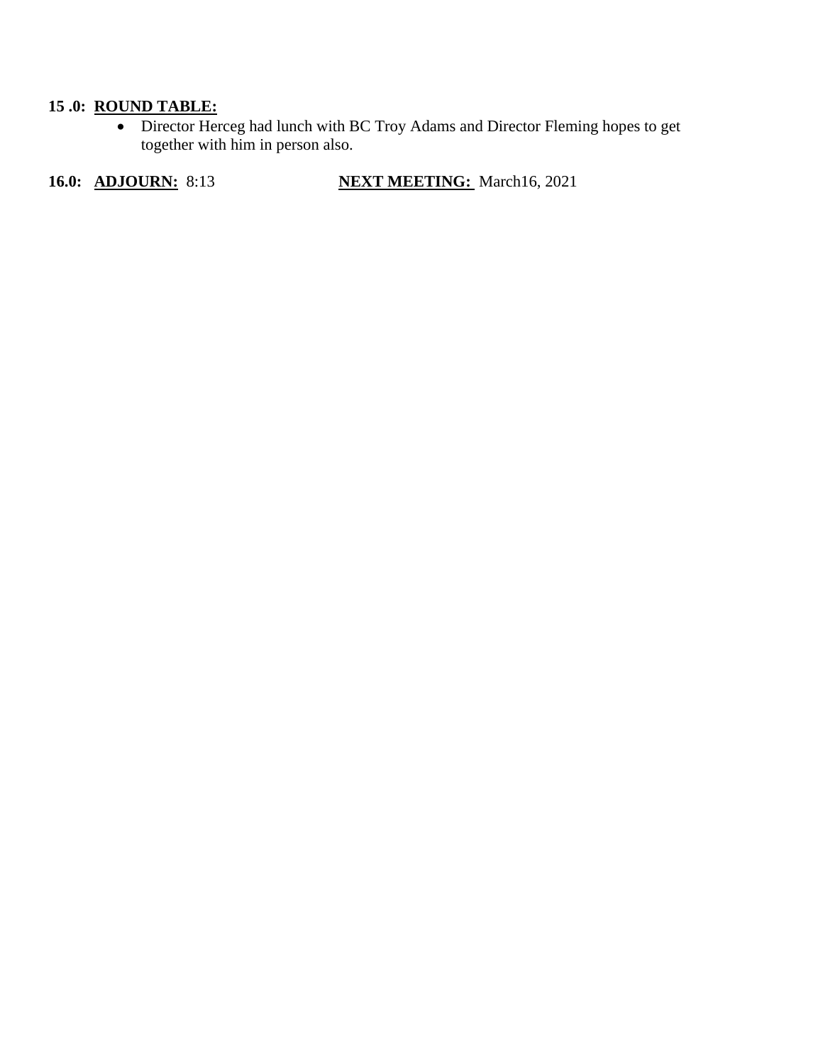**15 .0: ROUND TABLE:**

- Director Herceg had lunch with BC Troy Adams and Director Fleming hopes to get together with him in person also.

**16.0: ADJOURN:** 8:13 **NEXT MEETING:** March16, 2021